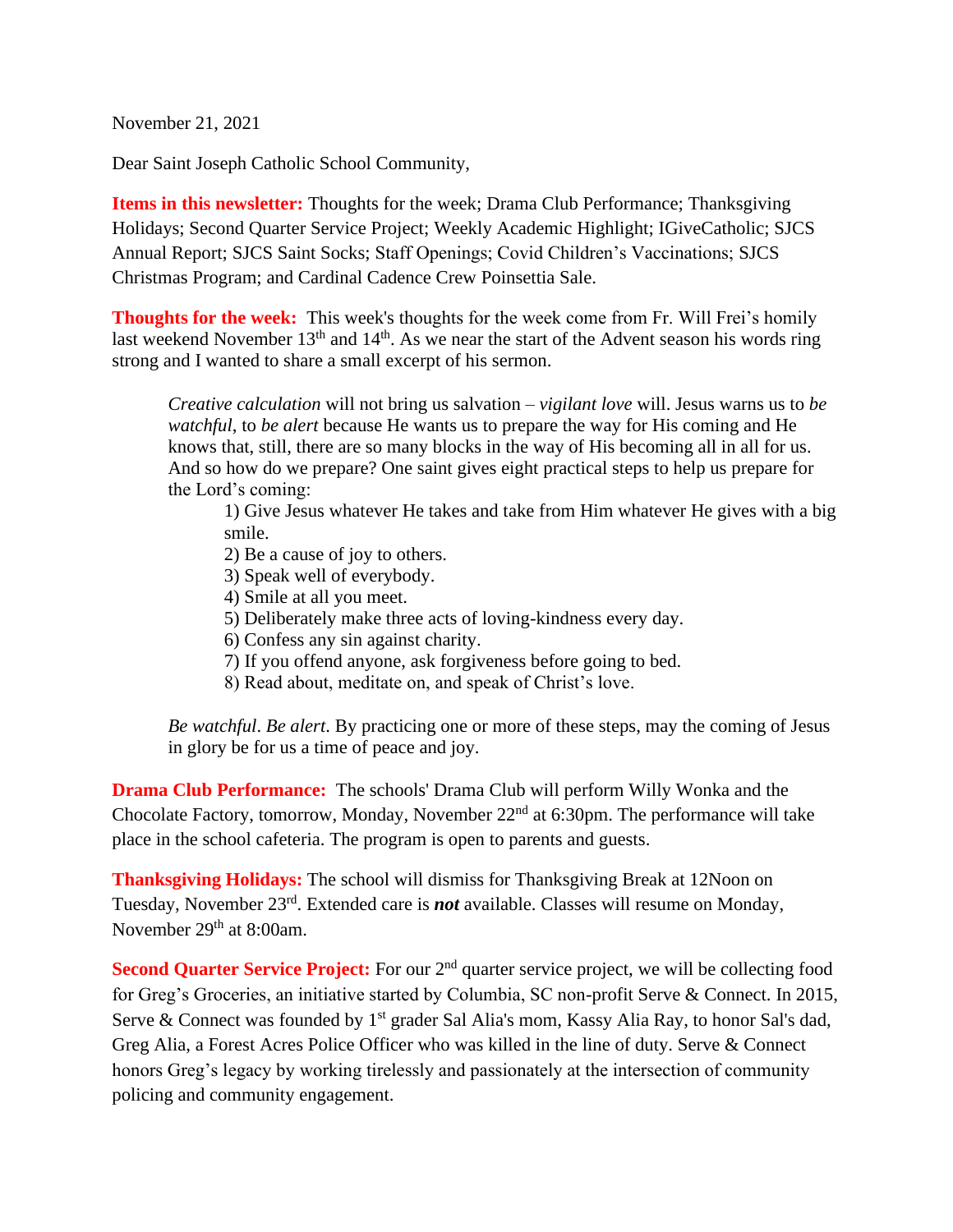November 21, 2021

Dear Saint Joseph Catholic School Community,

**Items in this newsletter:** Thoughts for the week; Drama Club Performance; Thanksgiving Holidays; Second Quarter Service Project; Weekly Academic Highlight; IGiveCatholic; SJCS Annual Report; SJCS Saint Socks; Staff Openings; Covid Children's Vaccinations; SJCS Christmas Program; and Cardinal Cadence Crew Poinsettia Sale.

**Thoughts for the week:** This week's thoughts for the week come from Fr. Will Frei's homily last weekend November 13th and 14th. As we near the start of the Advent season his words ring strong and I wanted to share a small excerpt of his sermon.

> *Creative calculation* will not bring us salvation – *vigilant love* will. Jesus warns us to *be watchful*, to *be alert* because He wants us to prepare the way for His coming and He knows that, still, there are so many blocks in the way of His becoming all in all for us. And so how do we prepare? One saint gives eight practical steps to help us prepare for the Lord's coming:
>
> 1) Give Jesus whatever He takes and take from Him whatever He gives with a big smile.
> 2) Be a cause of joy to others.
> 3) Speak well of everybody.
> 4) Smile at all you meet.
> 5) Deliberately make three acts of loving-kindness every day.
> 6) Confess any sin against charity.
> 7) If you offend anyone, ask forgiveness before going to bed.
> 8) Read about, meditate on, and speak of Christ's love.
>
> *Be watchful*. *Be alert*. By practicing one or more of these steps, may the coming of Jesus in glory be for us a time of peace and joy.

**Drama Club Performance:** The schools' Drama Club will perform Willy Wonka and the Chocolate Factory, tomorrow, Monday, November 22nd at 6:30pm. The performance will take place in the school cafeteria. The program is open to parents and guests.

**Thanksgiving Holidays:** The school will dismiss for Thanksgiving Break at 12Noon on Tuesday, November 23rd. Extended care is ***not*** available. Classes will resume on Monday, November 29th at 8:00am.

**Second Quarter Service Project:** For our 2nd quarter service project, we will be collecting food for Greg's Groceries, an initiative started by Columbia, SC non-profit Serve & Connect. In 2015, Serve & Connect was founded by 1st grader Sal Alia's mom, Kassy Alia Ray, to honor Sal's dad, Greg Alia, a Forest Acres Police Officer who was killed in the line of duty. Serve & Connect honors Greg's legacy by working tirelessly and passionately at the intersection of community policing and community engagement.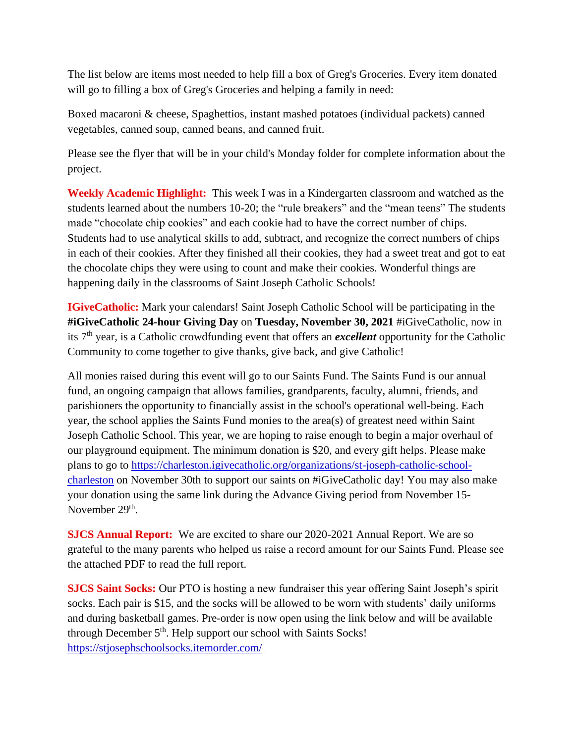The list below are items most needed to help fill a box of Greg's Groceries. Every item donated will go to filling a box of Greg's Groceries and helping a family in need:

Boxed macaroni & cheese, Spaghettios, instant mashed potatoes (individual packets) canned vegetables, canned soup, canned beans, and canned fruit.

Please see the flyer that will be in your child's Monday folder for complete information about the project.

**Weekly Academic Highlight:** This week I was in a Kindergarten classroom and watched as the students learned about the numbers 10-20; the "rule breakers" and the "mean teens" The students made "chocolate chip cookies" and each cookie had to have the correct number of chips. Students had to use analytical skills to add, subtract, and recognize the correct numbers of chips in each of their cookies. After they finished all their cookies, they had a sweet treat and got to eat the chocolate chips they were using to count and make their cookies. Wonderful things are happening daily in the classrooms of Saint Joseph Catholic Schools!

**IGiveCatholic:** Mark your calendars! Saint Joseph Catholic School will be participating in the **#iGiveCatholic 24-hour Giving Day** on **Tuesday, November 30, 2021** #iGiveCatholic, now in its 7th year, is a Catholic crowdfunding event that offers an ***excellent*** opportunity for the Catholic Community to come together to give thanks, give back, and give Catholic!

All monies raised during this event will go to our Saints Fund. The Saints Fund is our annual fund, an ongoing campaign that allows families, grandparents, faculty, alumni, friends, and parishioners the opportunity to financially assist in the school's operational well-being. Each year, the school applies the Saints Fund monies to the area(s) of greatest need within Saint Joseph Catholic School. This year, we are hoping to raise enough to begin a major overhaul of our playground equipment. The minimum donation is $20, and every gift helps. Please make plans to go to https://charleston.igivecatholic.org/organizations/st-joseph-catholic-school-charleston on November 30th to support our saints on #iGiveCatholic day! You may also make your donation using the same link during the Advance Giving period from November 15-November 29th.

**SJCS Annual Report:** We are excited to share our 2020-2021 Annual Report. We are so grateful to the many parents who helped us raise a record amount for our Saints Fund. Please see the attached PDF to read the full report.

**SJCS Saint Socks:** Our PTO is hosting a new fundraiser this year offering Saint Joseph's spirit socks. Each pair is $15, and the socks will be allowed to be worn with students' daily uniforms and during basketball games. Pre-order is now open using the link below and will be available through December 5th. Help support our school with Saints Socks!
https://stjosephschoolsocks.itemorder.com/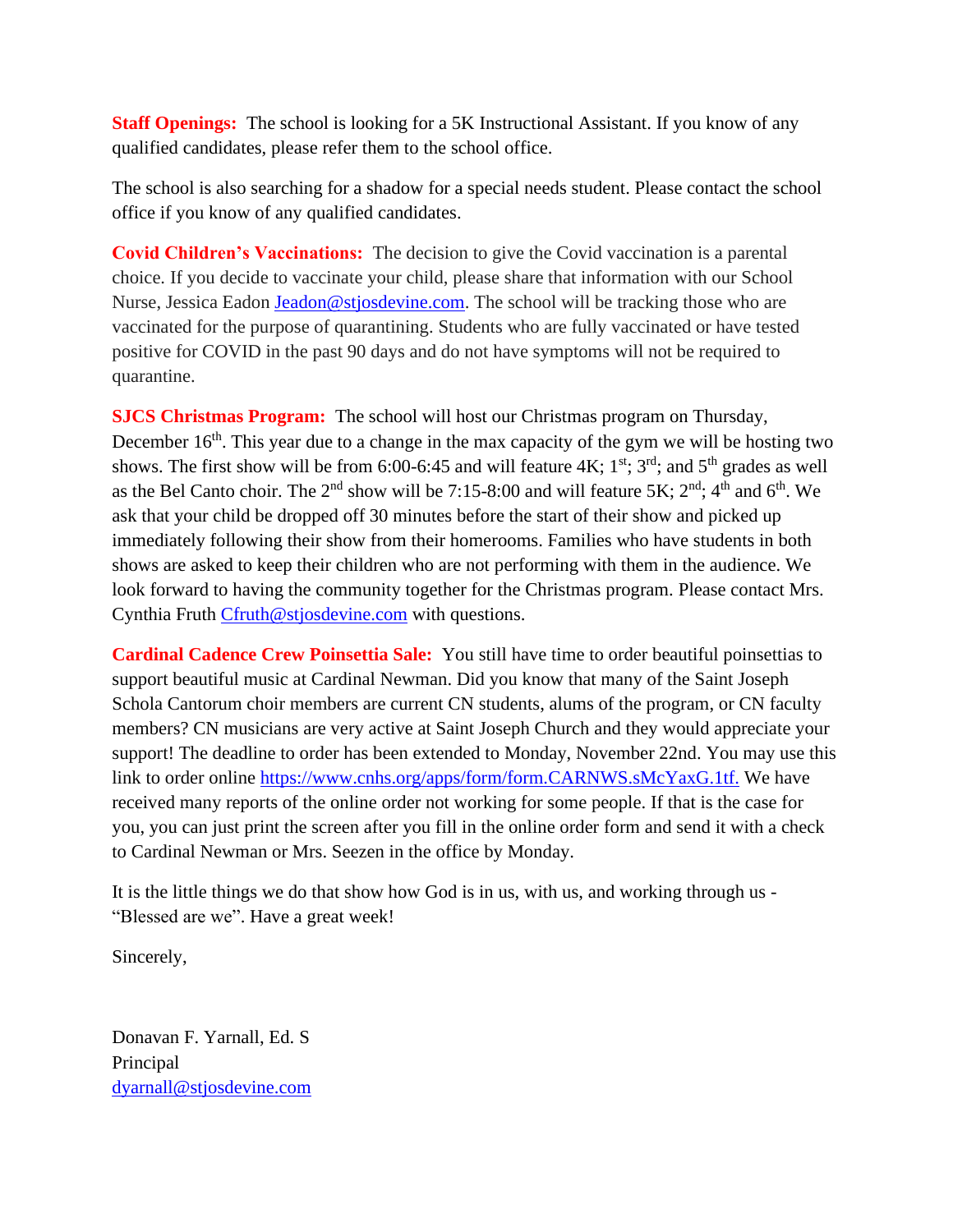**Staff Openings:** The school is looking for a 5K Instructional Assistant. If you know of any qualified candidates, please refer them to the school office.

The school is also searching for a shadow for a special needs student. Please contact the school office if you know of any qualified candidates.

**Covid Children's Vaccinations:** The decision to give the Covid vaccination is a parental choice. If you decide to vaccinate your child, please share that information with our School Nurse, Jessica Eadon [Jeadon@stjosdevine.com](mailto:Jeadon@stjosdevine.com). The school will be tracking those who are vaccinated for the purpose of quarantining. Students who are fully vaccinated or have tested positive for COVID in the past 90 days and do not have symptoms will not be required to quarantine.

**SJCS Christmas Program:** The school will host our Christmas program on Thursday, December 16th. This year due to a change in the max capacity of the gym we will be hosting two shows. The first show will be from 6:00-6:45 and will feature 4K; 1st; 3rd; and 5th grades as well as the Bel Canto choir. The 2nd show will be 7:15-8:00 and will feature 5K; 2nd; 4th and 6th. We ask that your child be dropped off 30 minutes before the start of their show and picked up immediately following their show from their homerooms. Families who have students in both shows are asked to keep their children who are not performing with them in the audience. We look forward to having the community together for the Christmas program. Please contact Mrs. Cynthia Fruth [Cfruth@stjosdevine.com](mailto:Cfruth@stjosdevine.com) with questions.

**Cardinal Cadence Crew Poinsettia Sale:** You still have time to order beautiful poinsettias to support beautiful music at Cardinal Newman. Did you know that many of the Saint Joseph Schola Cantorum choir members are current CN students, alums of the program, or CN faculty members? CN musicians are very active at Saint Joseph Church and they would appreciate your support! The deadline to order has been extended to Monday, November 22nd. You may use this link to order online [https://www.cnhs.org/apps/form/form.CARNWS.sMcYaxG.1tf.](https://www.cnhs.org/apps/form/form.CARNWS.sMcYaxG.1tf) We have received many reports of the online order not working for some people. If that is the case for you, you can just print the screen after you fill in the online order form and send it with a check to Cardinal Newman or Mrs. Seezen in the office by Monday.

It is the little things we do that show how God is in us, with us, and working through us - "Blessed are we". Have a great week!

Sincerely,

Donavan F. Yarnall, Ed. S
Principal
[dyarnall@stjosdevine.com](mailto:dyarnall@stjosdevine.com)